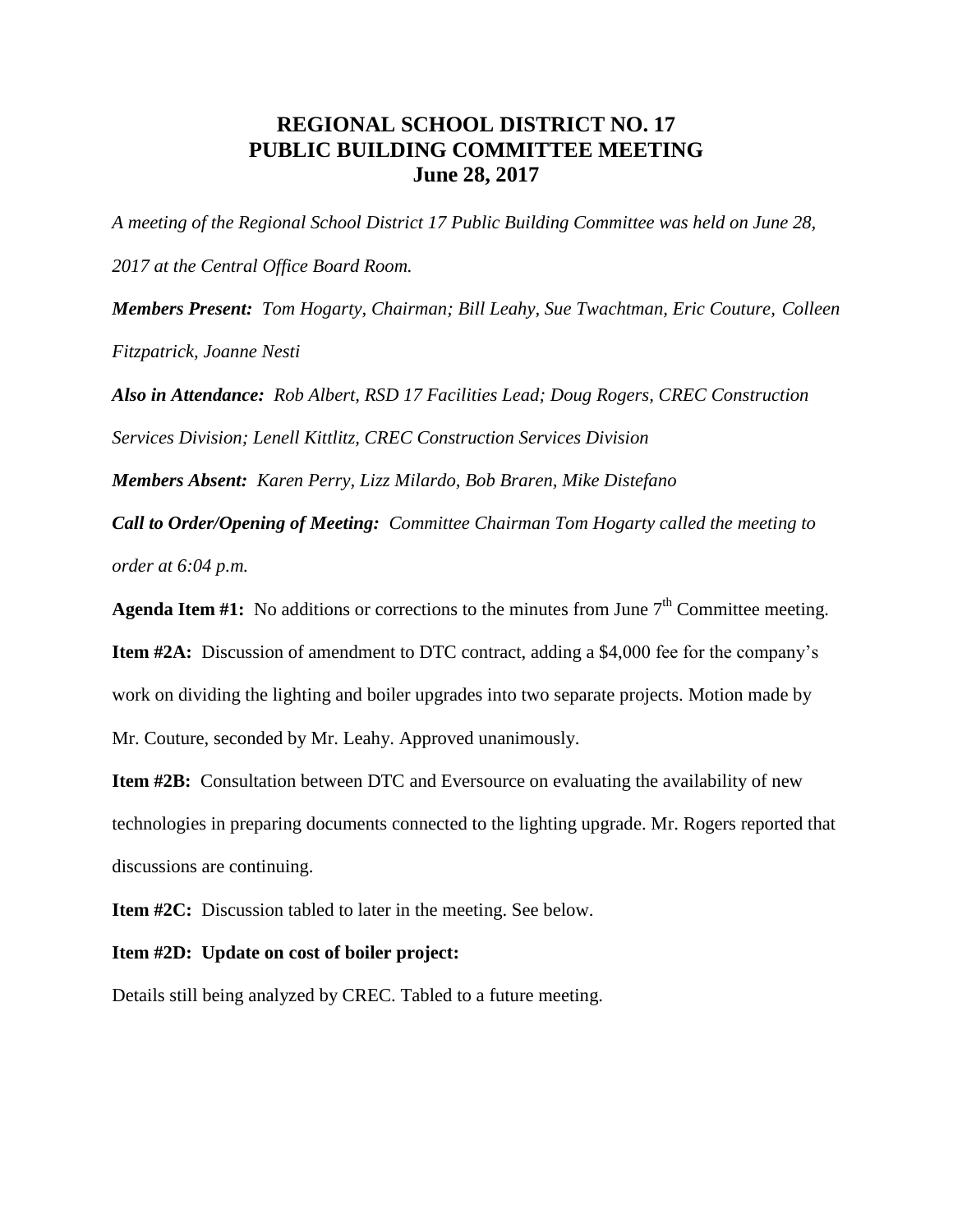# REGIONAL SCHOOL DISTRICT NO. 17
# PUBLIC BUILDING COMMITTEE MEETING
# June 28, 2017

*A meeting of the Regional School District 17 Public Building Committee was held on June 28, 2017 at the Central Office Board Room.*

***Members Present:*** *Tom Hogarty, Chairman; Bill Leahy, Sue Twachtman, Eric Couture, Colleen Fitzpatrick, Joanne Nesti*

***Also in Attendance:*** *Rob Albert, RSD 17 Facilities Lead; Doug Rogers, CREC Construction Services Division; Lenell Kittlitz, CREC Construction Services Division*

***Members Absent:*** *Karen Perry, Lizz Milardo, Bob Braren, Mike Distefano*

***Call to Order/Opening of Meeting:*** *Committee Chairman Tom Hogarty called the meeting to order at 6:04 p.m.*

**Agenda Item #1:** No additions or corrections to the minutes from June 7th Committee meeting.

**Item #2A:** Discussion of amendment to DTC contract, adding a $4,000 fee for the company's work on dividing the lighting and boiler upgrades into two separate projects. Motion made by Mr. Couture, seconded by Mr. Leahy. Approved unanimously.

**Item #2B:** Consultation between DTC and Eversource on evaluating the availability of new technologies in preparing documents connected to the lighting upgrade. Mr. Rogers reported that discussions are continuing.

**Item #2C:** Discussion tabled to later in the meeting. See below.

**Item #2D: Update on cost of boiler project:**

Details still being analyzed by CREC. Tabled to a future meeting.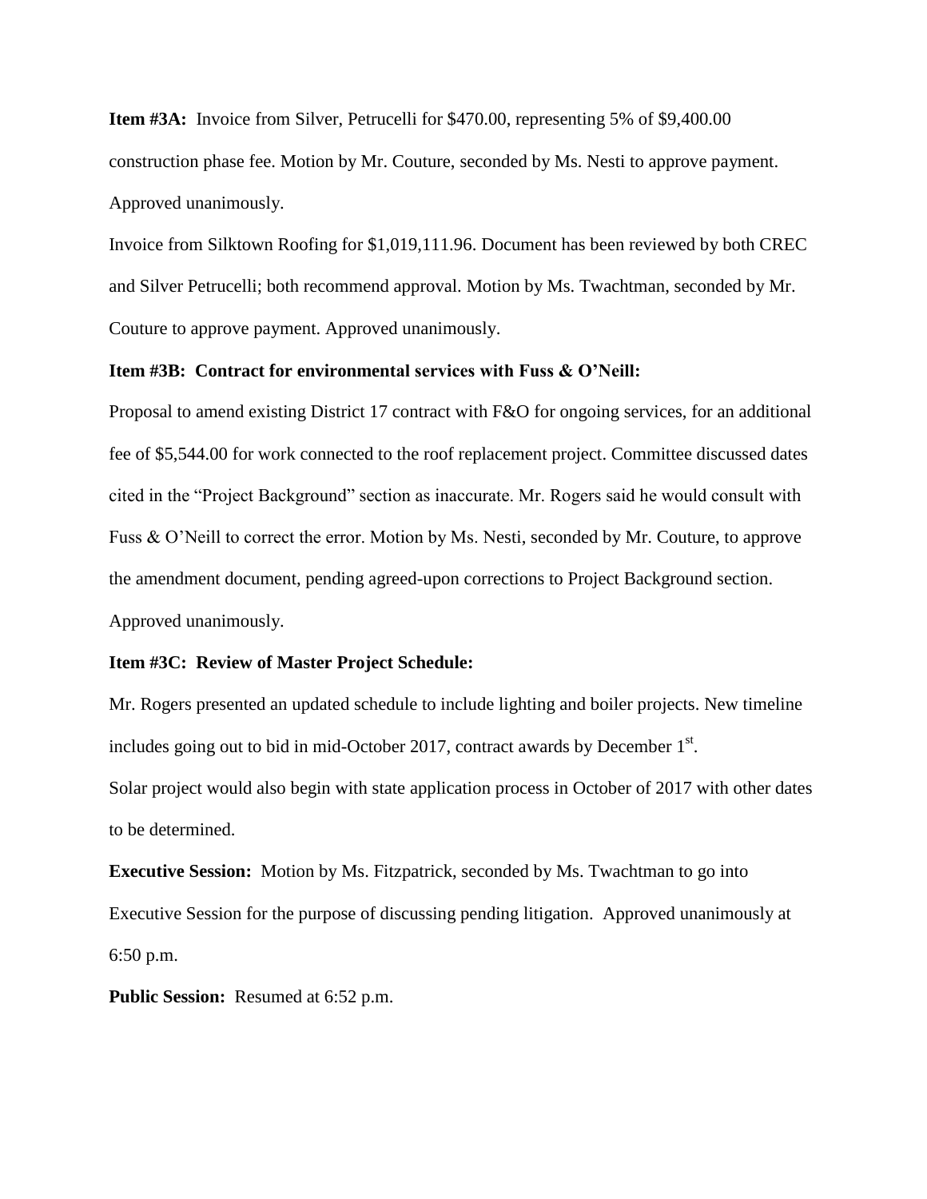**Item #3A:** Invoice from Silver, Petrucelli for $470.00, representing 5% of $9,400.00 construction phase fee. Motion by Mr. Couture, seconded by Ms. Nesti to approve payment. Approved unanimously.

Invoice from Silktown Roofing for $1,019,111.96. Document has been reviewed by both CREC and Silver Petrucelli; both recommend approval. Motion by Ms. Twachtman, seconded by Mr. Couture to approve payment. Approved unanimously.

**Item #3B: Contract for environmental services with Fuss & O'Neill:**

Proposal to amend existing District 17 contract with F&O for ongoing services, for an additional fee of $5,544.00 for work connected to the roof replacement project. Committee discussed dates cited in the "Project Background" section as inaccurate. Mr. Rogers said he would consult with Fuss & O'Neill to correct the error. Motion by Ms. Nesti, seconded by Mr. Couture, to approve the amendment document, pending agreed-upon corrections to Project Background section. Approved unanimously.

**Item #3C: Review of Master Project Schedule:**

Mr. Rogers presented an updated schedule to include lighting and boiler projects. New timeline includes going out to bid in mid-October 2017, contract awards by December 1st.

Solar project would also begin with state application process in October of 2017 with other dates to be determined.

**Executive Session:** Motion by Ms. Fitzpatrick, seconded by Ms. Twachtman to go into Executive Session for the purpose of discussing pending litigation. Approved unanimously at 6:50 p.m.

**Public Session:** Resumed at 6:52 p.m.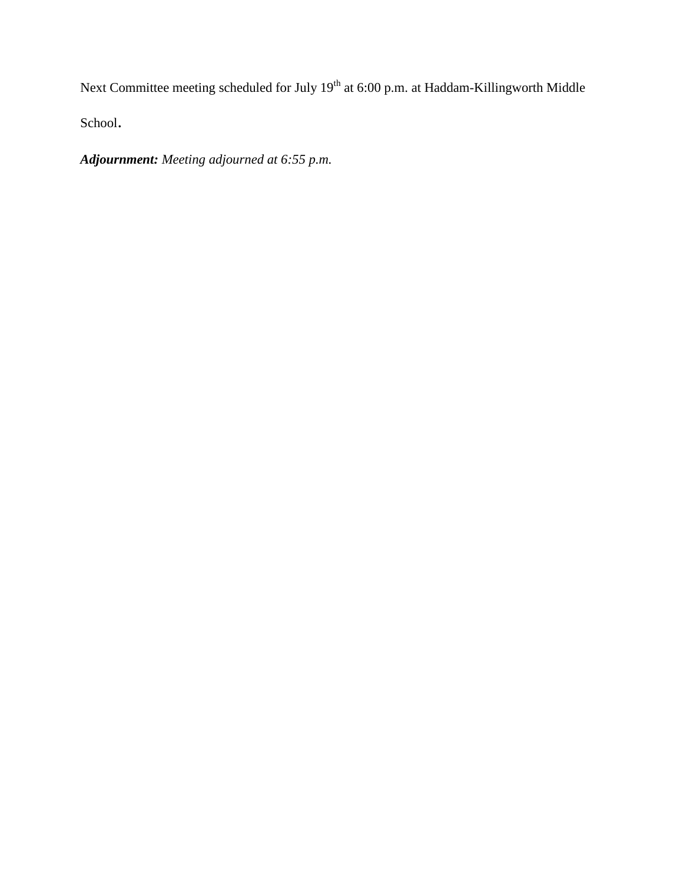Next Committee meeting scheduled for July 19th at 6:00 p.m. at Haddam-Killingworth Middle School.

***Adjournment:*** *Meeting adjourned at 6:55 p.m.*